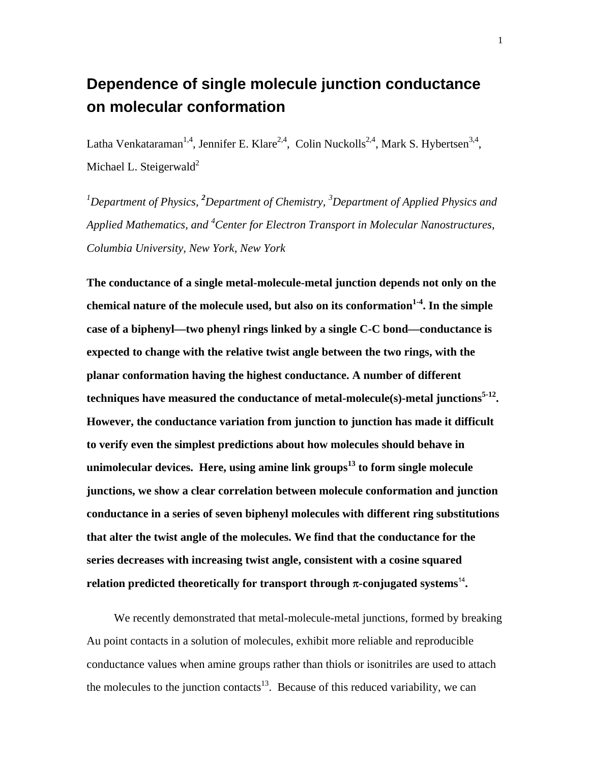# Dependence of single molecule junction conductance on molecular conformation

Latha Venkataraman[1,4], Jennifer E. Klare[2,4], Colin Nuckolls[2,4], Mark S. Hybertsen[3,4], Michael L. Steigerwald[2]

*[1]Department of Physics, [2]Department of Chemistry, [3]Department of Applied Physics and Applied Mathematics, and [4]Center for Electron Transport in Molecular Nanostructures, Columbia University, New York, New York*

**The conductance of a single metal-molecule-metal junction depends not only on the chemical nature of the molecule used, but also on its conformation[1-4]. In the simple case of a biphenyl—two phenyl rings linked by a single C-C bond—conductance is expected to change with the relative twist angle between the two rings, with the planar conformation having the highest conductance. A number of different techniques have measured the conductance of metal-molecule(s)-metal junctions[5-12]. However, the conductance variation from junction to junction has made it difficult to verify even the simplest predictions about how molecules should behave in unimolecular devices. Here, using amine link groups[13] to form single molecule junctions, we show a clear correlation between molecule conformation and junction conductance in a series of seven biphenyl molecules with different ring substitutions that alter the twist angle of the molecules. We find that the conductance for the series decreases with increasing twist angle, consistent with a cosine squared relation predicted theoretically for transport through π-conjugated systems[14].**

We recently demonstrated that metal-molecule-metal junctions, formed by breaking Au point contacts in a solution of molecules, exhibit more reliable and reproducible conductance values when amine groups rather than thiols or isonitriles are used to attach the molecules to the junction contacts[13]. Because of this reduced variability, we can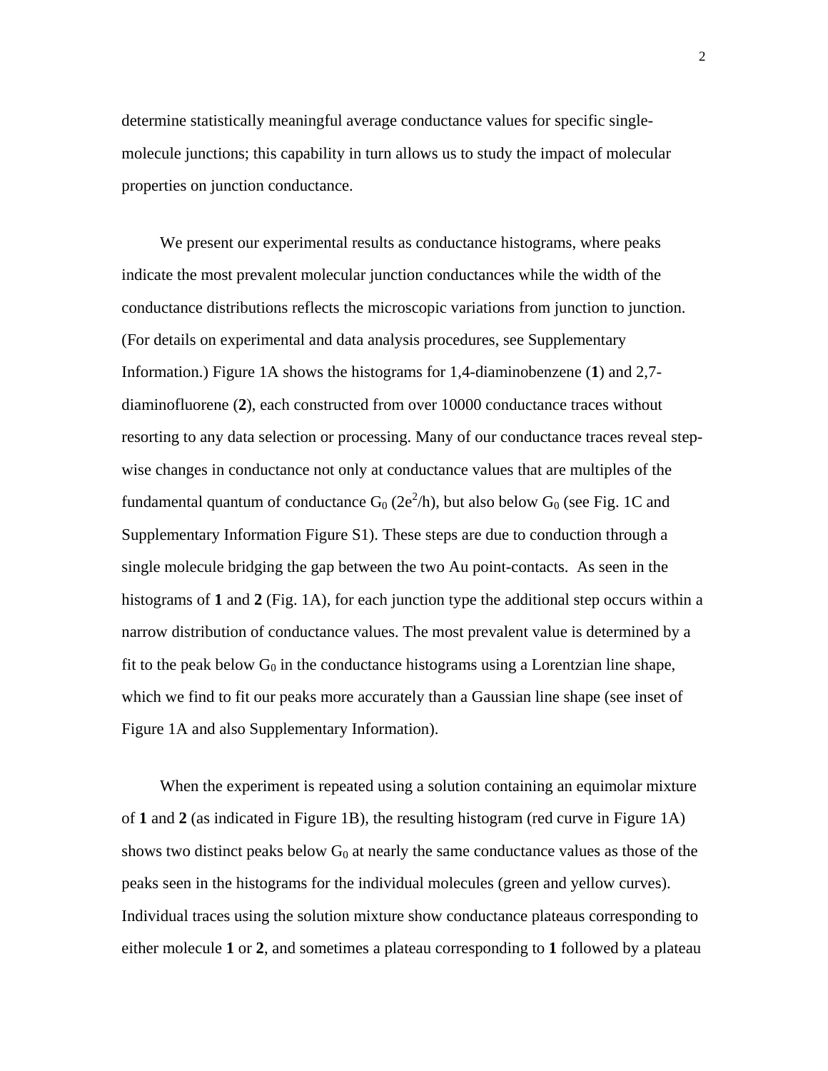determine statistically meaningful average conductance values for specific single-molecule junctions; this capability in turn allows us to study the impact of molecular properties on junction conductance.

We present our experimental results as conductance histograms, where peaks indicate the most prevalent molecular junction conductances while the width of the conductance distributions reflects the microscopic variations from junction to junction. (For details on experimental and data analysis procedures, see Supplementary Information.) Figure 1A shows the histograms for 1,4-diaminobenzene (**1**) and 2,7-diaminofluorene (**2**), each constructed from over 10000 conductance traces without resorting to any data selection or processing. Many of our conductance traces reveal step-wise changes in conductance not only at conductance values that are multiples of the fundamental quantum of conductance $G_0$ ($2e^2/h$), but also below $G_0$ (see Fig. 1C and Supplementary Information Figure S1). These steps are due to conduction through a single molecule bridging the gap between the two Au point-contacts. As seen in the histograms of **1** and **2** (Fig. 1A), for each junction type the additional step occurs within a narrow distribution of conductance values. The most prevalent value is determined by a fit to the peak below $G_0$ in the conductance histograms using a Lorentzian line shape, which we find to fit our peaks more accurately than a Gaussian line shape (see inset of Figure 1A and also Supplementary Information).

When the experiment is repeated using a solution containing an equimolar mixture of **1** and **2** (as indicated in Figure 1B), the resulting histogram (red curve in Figure 1A) shows two distinct peaks below $G_0$ at nearly the same conductance values as those of the peaks seen in the histograms for the individual molecules (green and yellow curves). Individual traces using the solution mixture show conductance plateaus corresponding to either molecule **1** or **2**, and sometimes a plateau corresponding to **1** followed by a plateau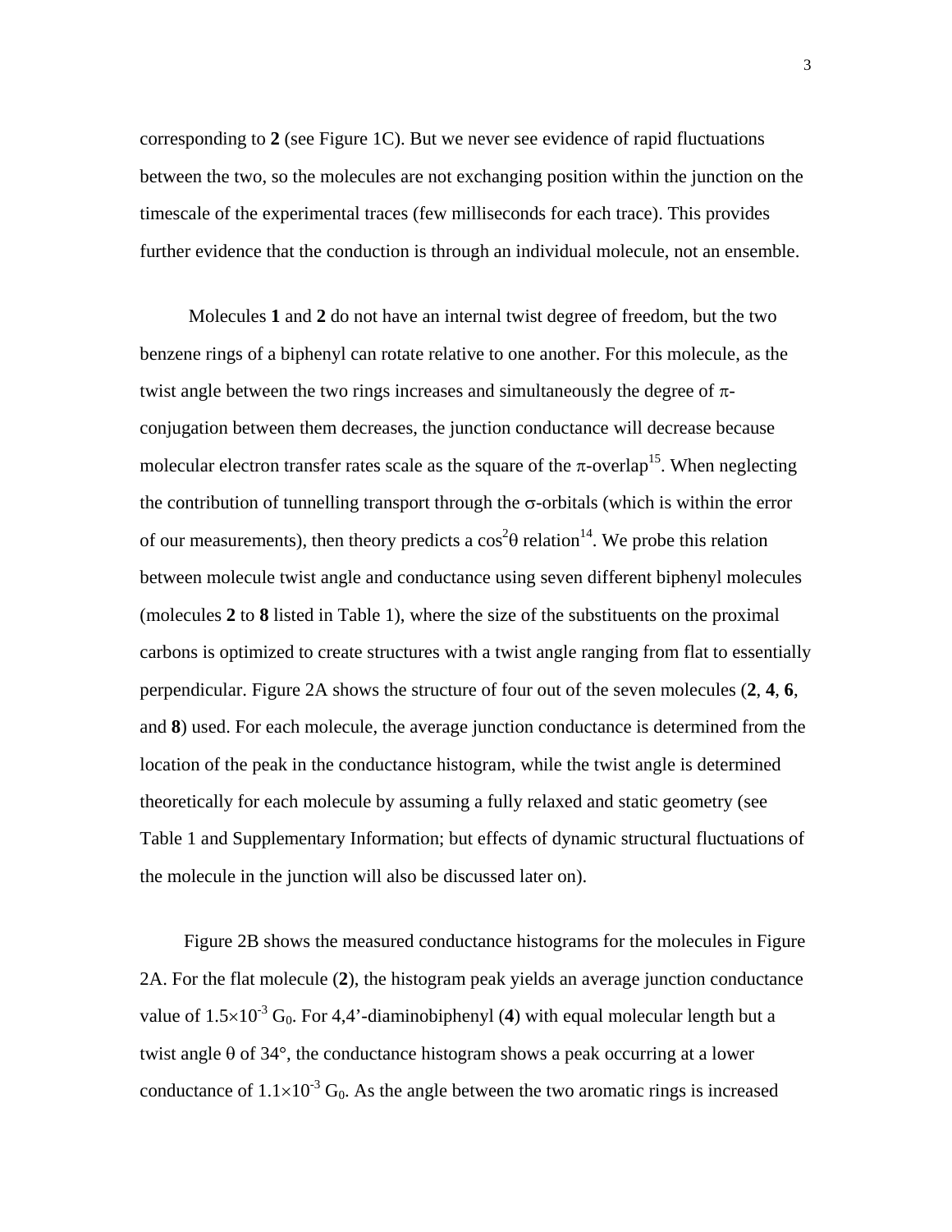corresponding to **2** (see Figure 1C). But we never see evidence of rapid fluctuations between the two, so the molecules are not exchanging position within the junction on the timescale of the experimental traces (few milliseconds for each trace). This provides further evidence that the conduction is through an individual molecule, not an ensemble.

Molecules **1** and **2** do not have an internal twist degree of freedom, but the two benzene rings of a biphenyl can rotate relative to one another. For this molecule, as the twist angle between the two rings increases and simultaneously the degree of $\pi$-conjugation between them decreases, the junction conductance will decrease because molecular electron transfer rates scale as the square of the $\pi$-overlap[15]. When neglecting the contribution of tunnelling transport through the $\sigma$-orbitals (which is within the error of our measurements), then theory predicts a $\cos^2\theta$ relation[14]. We probe this relation between molecule twist angle and conductance using seven different biphenyl molecules (molecules **2** to **8** listed in Table 1), where the size of the substituents on the proximal carbons is optimized to create structures with a twist angle ranging from flat to essentially perpendicular. Figure 2A shows the structure of four out of the seven molecules (**2**, **4**, **6**, and **8**) used. For each molecule, the average junction conductance is determined from the location of the peak in the conductance histogram, while the twist angle is determined theoretically for each molecule by assuming a fully relaxed and static geometry (see Table 1 and Supplementary Information; but effects of dynamic structural fluctuations of the molecule in the junction will also be discussed later on).

Figure 2B shows the measured conductance histograms for the molecules in Figure 2A. For the flat molecule (**2**), the histogram peak yields an average junction conductance value of $1.5\times10^{-3}$ $G_0$. For 4,4'-diaminobiphenyl (**4**) with equal molecular length but a twist angle $\theta$ of 34°, the conductance histogram shows a peak occurring at a lower conductance of $1.1\times10^{-3}$ $G_0$. As the angle between the two aromatic rings is increased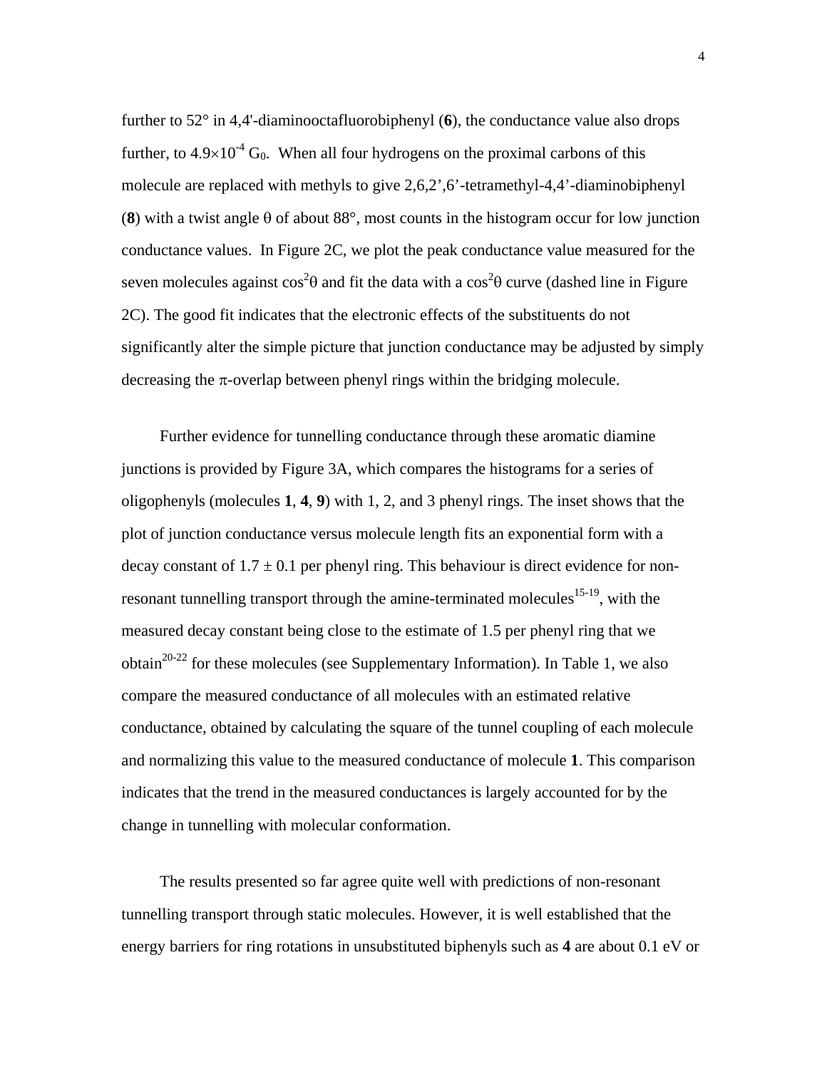further to 52° in 4,4'-diaminooctafluorobiphenyl (**6**), the conductance value also drops further, to $4.9\times10^{-4}$ $G_0$. When all four hydrogens on the proximal carbons of this molecule are replaced with methyls to give 2,6,2',6'-tetramethyl-4,4'-diaminobiphenyl (**8**) with a twist angle $\theta$ of about 88°, most counts in the histogram occur for low junction conductance values. In Figure 2C, we plot the peak conductance value measured for the seven molecules against $\cos^2\theta$ and fit the data with a $\cos^2\theta$ curve (dashed line in Figure 2C). The good fit indicates that the electronic effects of the substituents do not significantly alter the simple picture that junction conductance may be adjusted by simply decreasing the $\pi$-overlap between phenyl rings within the bridging molecule.

Further evidence for tunnelling conductance through these aromatic diamine junctions is provided by Figure 3A, which compares the histograms for a series of oligophenyls (molecules **1**, **4**, **9**) with 1, 2, and 3 phenyl rings. The inset shows that the plot of junction conductance versus molecule length fits an exponential form with a decay constant of $1.7 \pm 0.1$ per phenyl ring. This behaviour is direct evidence for non-resonant tunnelling transport through the amine-terminated molecules[15-19], with the measured decay constant being close to the estimate of 1.5 per phenyl ring that we obtain[20-22] for these molecules (see Supplementary Information). In Table 1, we also compare the measured conductance of all molecules with an estimated relative conductance, obtained by calculating the square of the tunnel coupling of each molecule and normalizing this value to the measured conductance of molecule **1**. This comparison indicates that the trend in the measured conductances is largely accounted for by the change in tunnelling with molecular conformation.

The results presented so far agree quite well with predictions of non-resonant tunnelling transport through static molecules. However, it is well established that the energy barriers for ring rotations in unsubstituted biphenyls such as **4** are about 0.1 eV or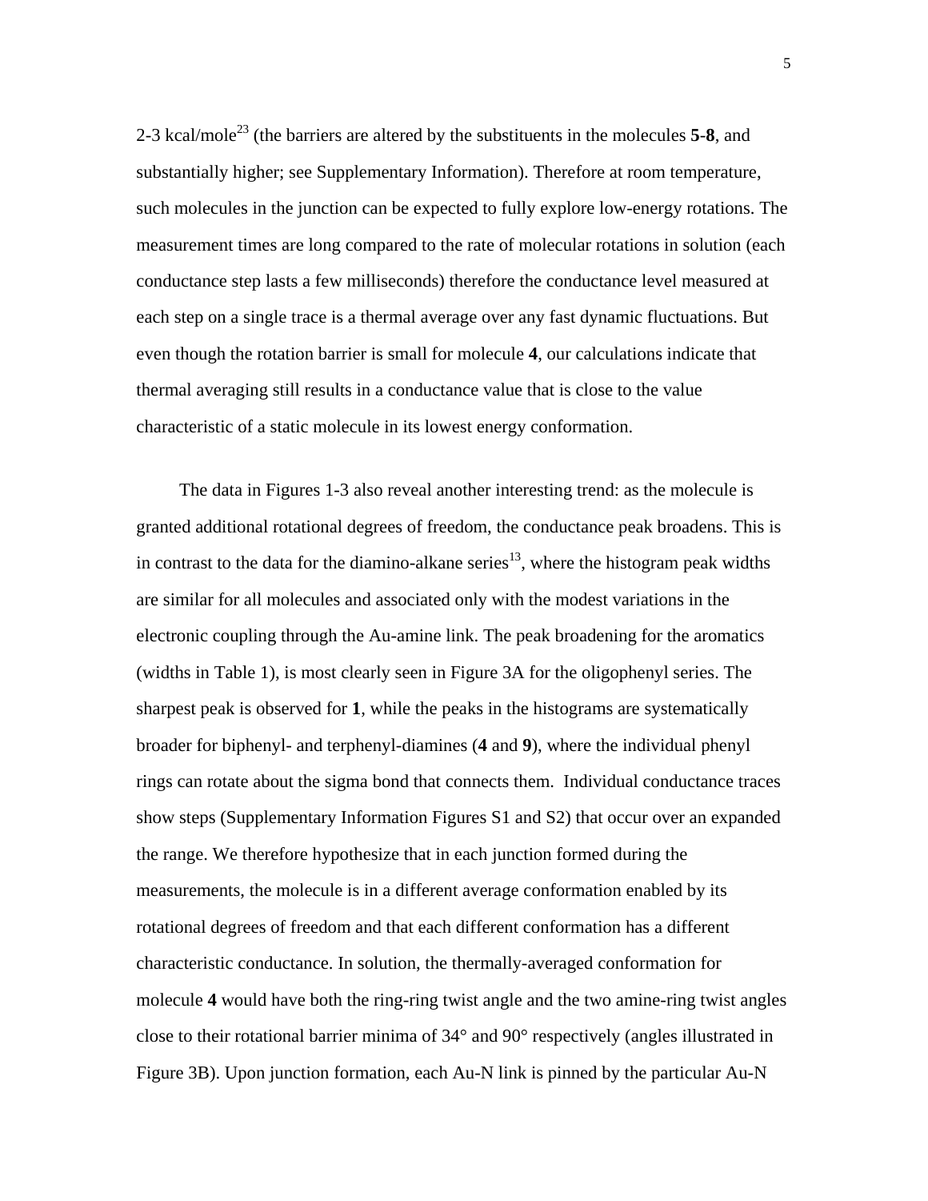2-3 kcal/mole[23] (the barriers are altered by the substituents in the molecules **5**-**8**, and substantially higher; see Supplementary Information). Therefore at room temperature, such molecules in the junction can be expected to fully explore low-energy rotations. The measurement times are long compared to the rate of molecular rotations in solution (each conductance step lasts a few milliseconds) therefore the conductance level measured at each step on a single trace is a thermal average over any fast dynamic fluctuations. But even though the rotation barrier is small for molecule **4**, our calculations indicate that thermal averaging still results in a conductance value that is close to the value characteristic of a static molecule in its lowest energy conformation.

The data in Figures 1-3 also reveal another interesting trend: as the molecule is granted additional rotational degrees of freedom, the conductance peak broadens. This is in contrast to the data for the diamino-alkane series[13], where the histogram peak widths are similar for all molecules and associated only with the modest variations in the electronic coupling through the Au-amine link. The peak broadening for the aromatics (widths in Table 1), is most clearly seen in Figure 3A for the oligophenyl series. The sharpest peak is observed for **1**, while the peaks in the histograms are systematically broader for biphenyl- and terphenyl-diamines (**4** and **9**), where the individual phenyl rings can rotate about the sigma bond that connects them. Individual conductance traces show steps (Supplementary Information Figures S1 and S2) that occur over an expanded the range. We therefore hypothesize that in each junction formed during the measurements, the molecule is in a different average conformation enabled by its rotational degrees of freedom and that each different conformation has a different characteristic conductance. In solution, the thermally-averaged conformation for molecule **4** would have both the ring-ring twist angle and the two amine-ring twist angles close to their rotational barrier minima of 34° and 90° respectively (angles illustrated in Figure 3B). Upon junction formation, each Au-N link is pinned by the particular Au-N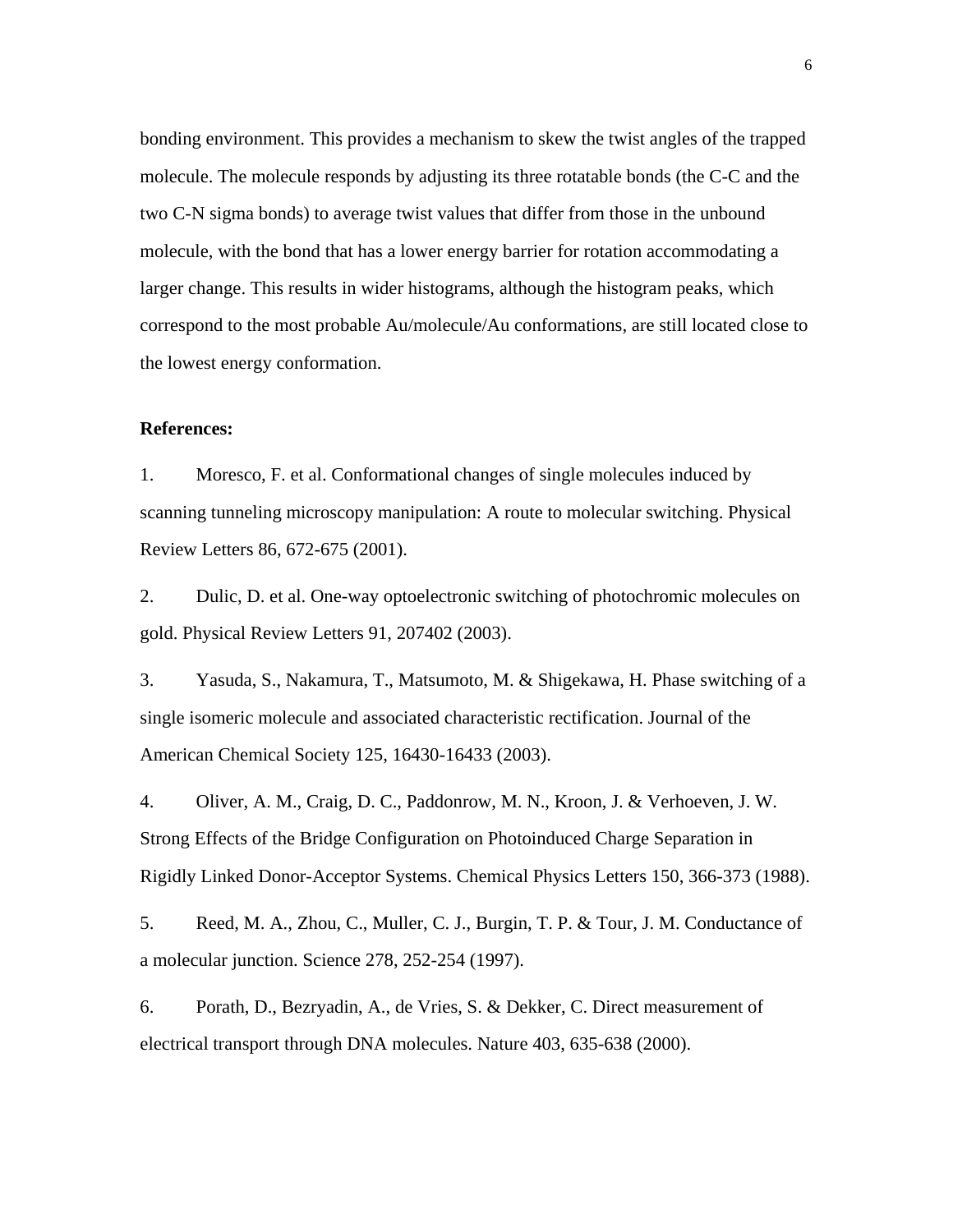bonding environment. This provides a mechanism to skew the twist angles of the trapped molecule. The molecule responds by adjusting its three rotatable bonds (the C-C and the two C-N sigma bonds) to average twist values that differ from those in the unbound molecule, with the bond that has a lower energy barrier for rotation accommodating a larger change. This results in wider histograms, although the histogram peaks, which correspond to the most probable Au/molecule/Au conformations, are still located close to the lowest energy conformation.

**References:**

1. Moresco, F. et al. Conformational changes of single molecules induced by scanning tunneling microscopy manipulation: A route to molecular switching. Physical Review Letters 86, 672-675 (2001).

2. Dulic, D. et al. One-way optoelectronic switching of photochromic molecules on gold. Physical Review Letters 91, 207402 (2003).

3. Yasuda, S., Nakamura, T., Matsumoto, M. & Shigekawa, H. Phase switching of a single isomeric molecule and associated characteristic rectification. Journal of the American Chemical Society 125, 16430-16433 (2003).

4. Oliver, A. M., Craig, D. C., Paddonrow, M. N., Kroon, J. & Verhoeven, J. W. Strong Effects of the Bridge Configuration on Photoinduced Charge Separation in Rigidly Linked Donor-Acceptor Systems. Chemical Physics Letters 150, 366-373 (1988).

5. Reed, M. A., Zhou, C., Muller, C. J., Burgin, T. P. & Tour, J. M. Conductance of a molecular junction. Science 278, 252-254 (1997).

6. Porath, D., Bezryadin, A., de Vries, S. & Dekker, C. Direct measurement of electrical transport through DNA molecules. Nature 403, 635-638 (2000).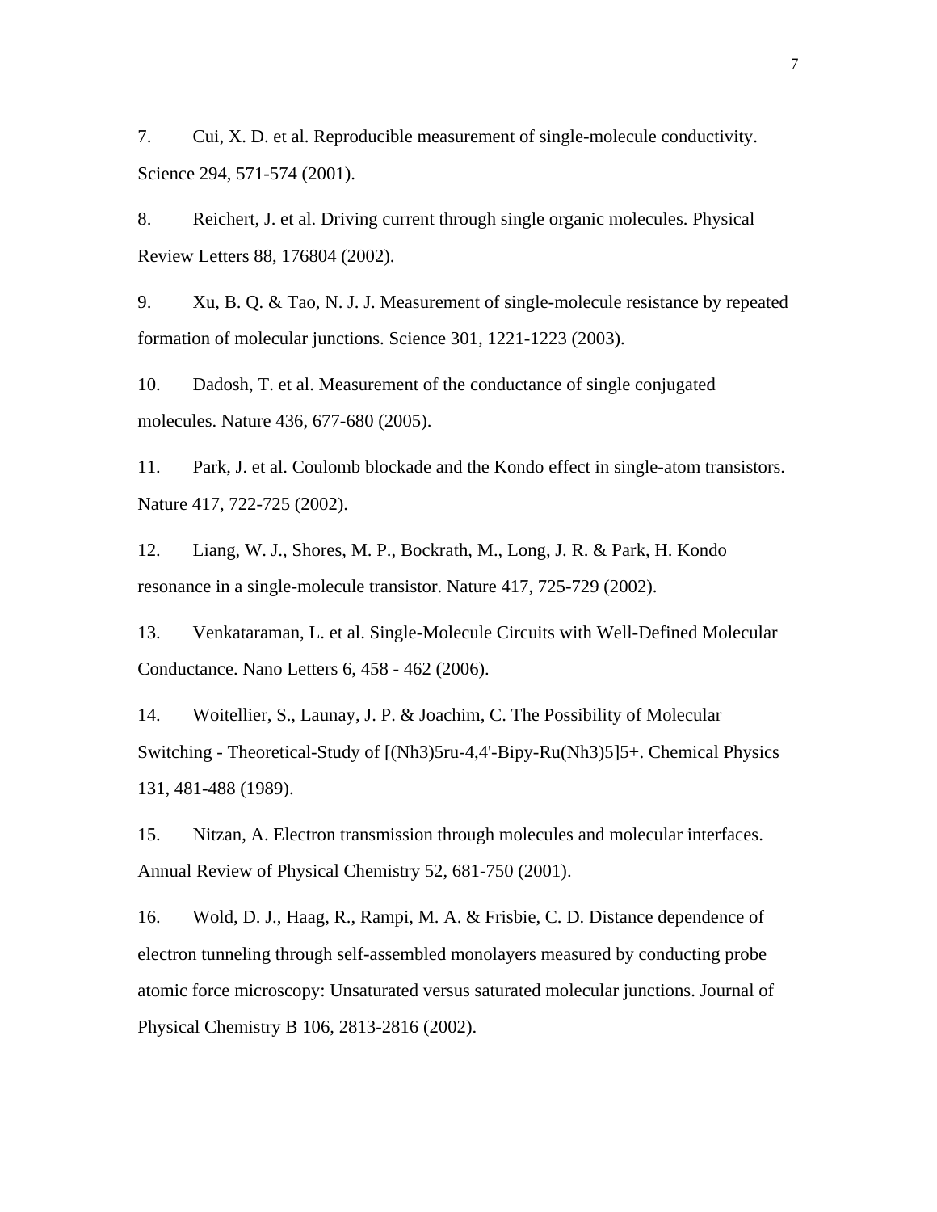7. Cui, X. D. et al. Reproducible measurement of single-molecule conductivity. Science 294, 571-574 (2001).

8. Reichert, J. et al. Driving current through single organic molecules. Physical Review Letters 88, 176804 (2002).

9. Xu, B. Q. & Tao, N. J. J. Measurement of single-molecule resistance by repeated formation of molecular junctions. Science 301, 1221-1223 (2003).

10. Dadosh, T. et al. Measurement of the conductance of single conjugated molecules. Nature 436, 677-680 (2005).

11. Park, J. et al. Coulomb blockade and the Kondo effect in single-atom transistors. Nature 417, 722-725 (2002).

12. Liang, W. J., Shores, M. P., Bockrath, M., Long, J. R. & Park, H. Kondo resonance in a single-molecule transistor. Nature 417, 725-729 (2002).

13. Venkataraman, L. et al. Single-Molecule Circuits with Well-Defined Molecular Conductance. Nano Letters 6, 458 - 462 (2006).

14. Woitellier, S., Launay, J. P. & Joachim, C. The Possibility of Molecular Switching - Theoretical-Study of [(Nh3)5ru-4,4'-Bipy-Ru(Nh3)5]5+. Chemical Physics 131, 481-488 (1989).

15. Nitzan, A. Electron transmission through molecules and molecular interfaces. Annual Review of Physical Chemistry 52, 681-750 (2001).

16. Wold, D. J., Haag, R., Rampi, M. A. & Frisbie, C. D. Distance dependence of electron tunneling through self-assembled monolayers measured by conducting probe atomic force microscopy: Unsaturated versus saturated molecular junctions. Journal of Physical Chemistry B 106, 2813-2816 (2002).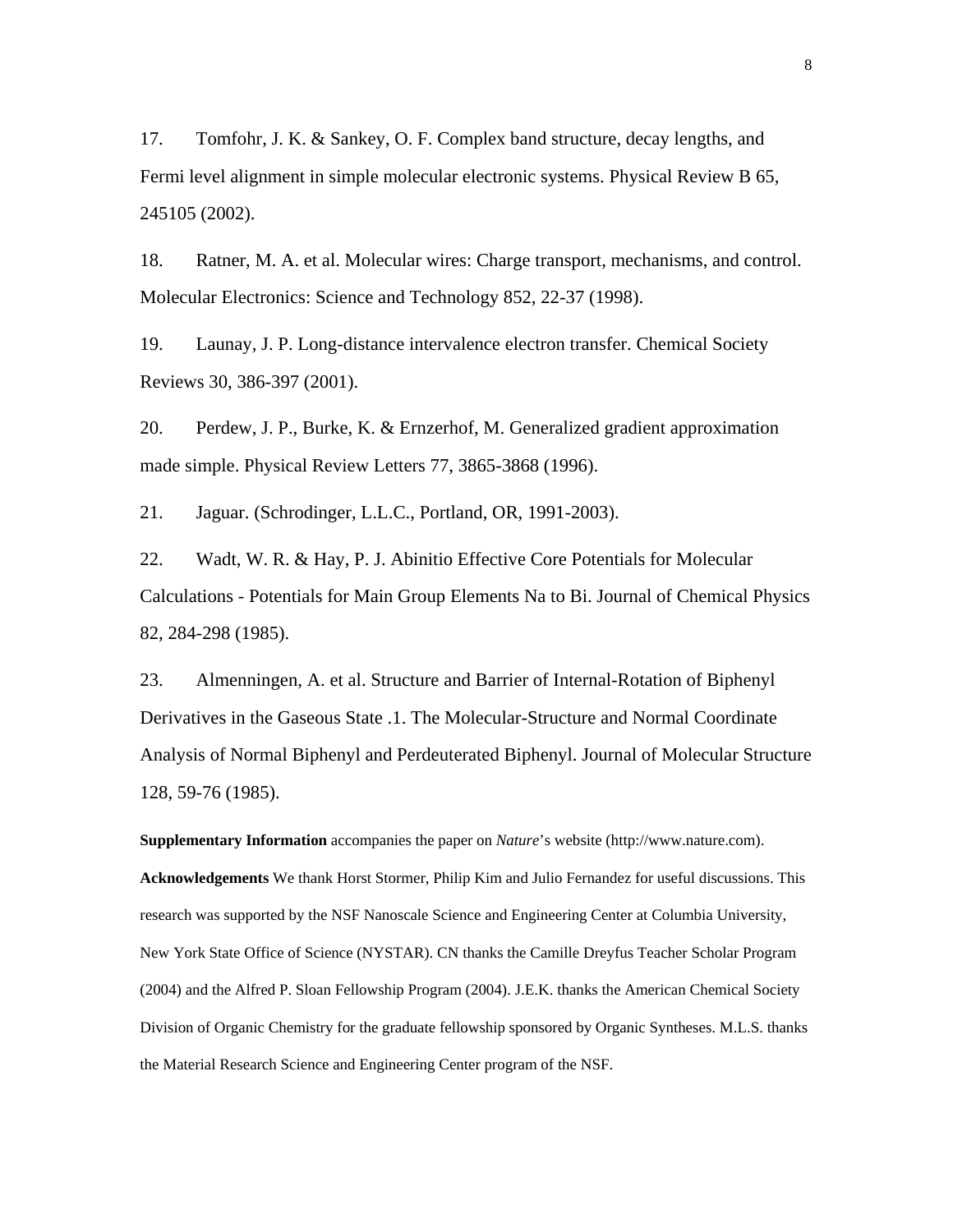17. Tomfohr, J. K. & Sankey, O. F. Complex band structure, decay lengths, and Fermi level alignment in simple molecular electronic systems. Physical Review B 65, 245105 (2002).

18. Ratner, M. A. et al. Molecular wires: Charge transport, mechanisms, and control. Molecular Electronics: Science and Technology 852, 22-37 (1998).

19. Launay, J. P. Long-distance intervalence electron transfer. Chemical Society Reviews 30, 386-397 (2001).

20. Perdew, J. P., Burke, K. & Ernzerhof, M. Generalized gradient approximation made simple. Physical Review Letters 77, 3865-3868 (1996).

21. Jaguar. (Schrodinger, L.L.C., Portland, OR, 1991-2003).

22. Wadt, W. R. & Hay, P. J. Abinitio Effective Core Potentials for Molecular Calculations - Potentials for Main Group Elements Na to Bi. Journal of Chemical Physics 82, 284-298 (1985).

23. Almenningen, A. et al. Structure and Barrier of Internal-Rotation of Biphenyl Derivatives in the Gaseous State .1. The Molecular-Structure and Normal Coordinate Analysis of Normal Biphenyl and Perdeuterated Biphenyl. Journal of Molecular Structure 128, 59-76 (1985).

**Supplementary Information** accompanies the paper on *Nature*'s website (http://www.nature.com).

**Acknowledgements** We thank Horst Stormer, Philip Kim and Julio Fernandez for useful discussions. This research was supported by the NSF Nanoscale Science and Engineering Center at Columbia University, New York State Office of Science (NYSTAR). CN thanks the Camille Dreyfus Teacher Scholar Program (2004) and the Alfred P. Sloan Fellowship Program (2004). J.E.K. thanks the American Chemical Society Division of Organic Chemistry for the graduate fellowship sponsored by Organic Syntheses. M.L.S. thanks the Material Research Science and Engineering Center program of the NSF.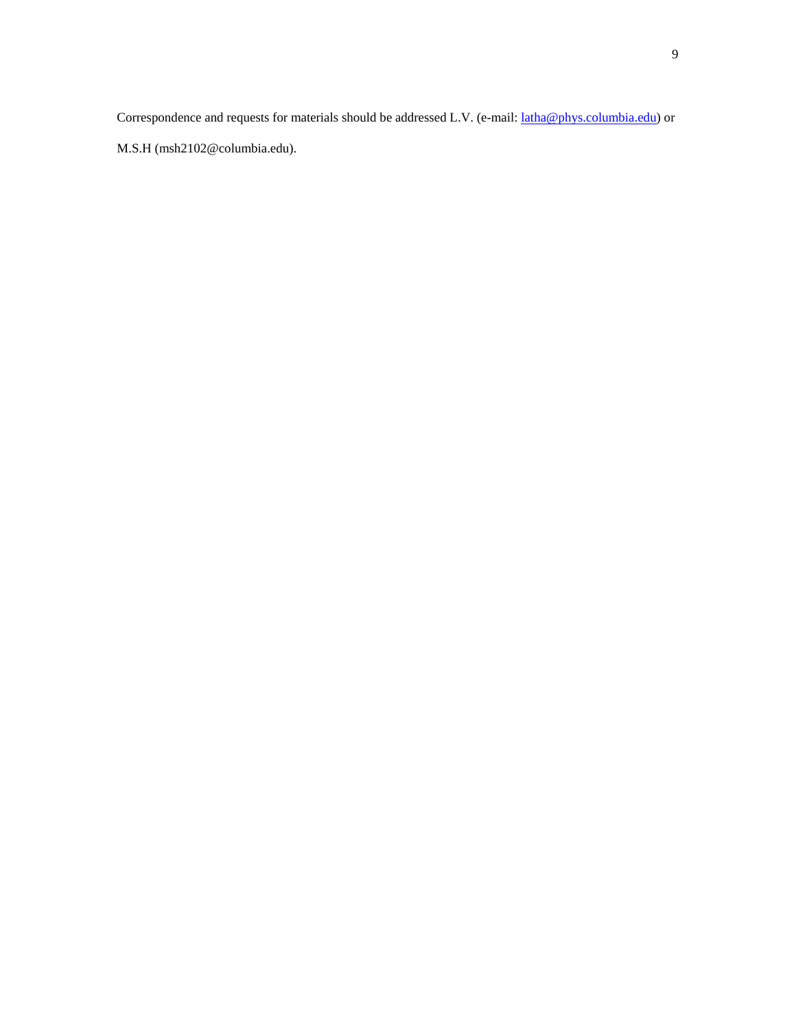Correspondence and requests for materials should be addressed L.V. (e-mail: [latha@phys.columbia.edu](mailto:latha@phys.columbia.edu)) or M.S.H (msh2102@columbia.edu).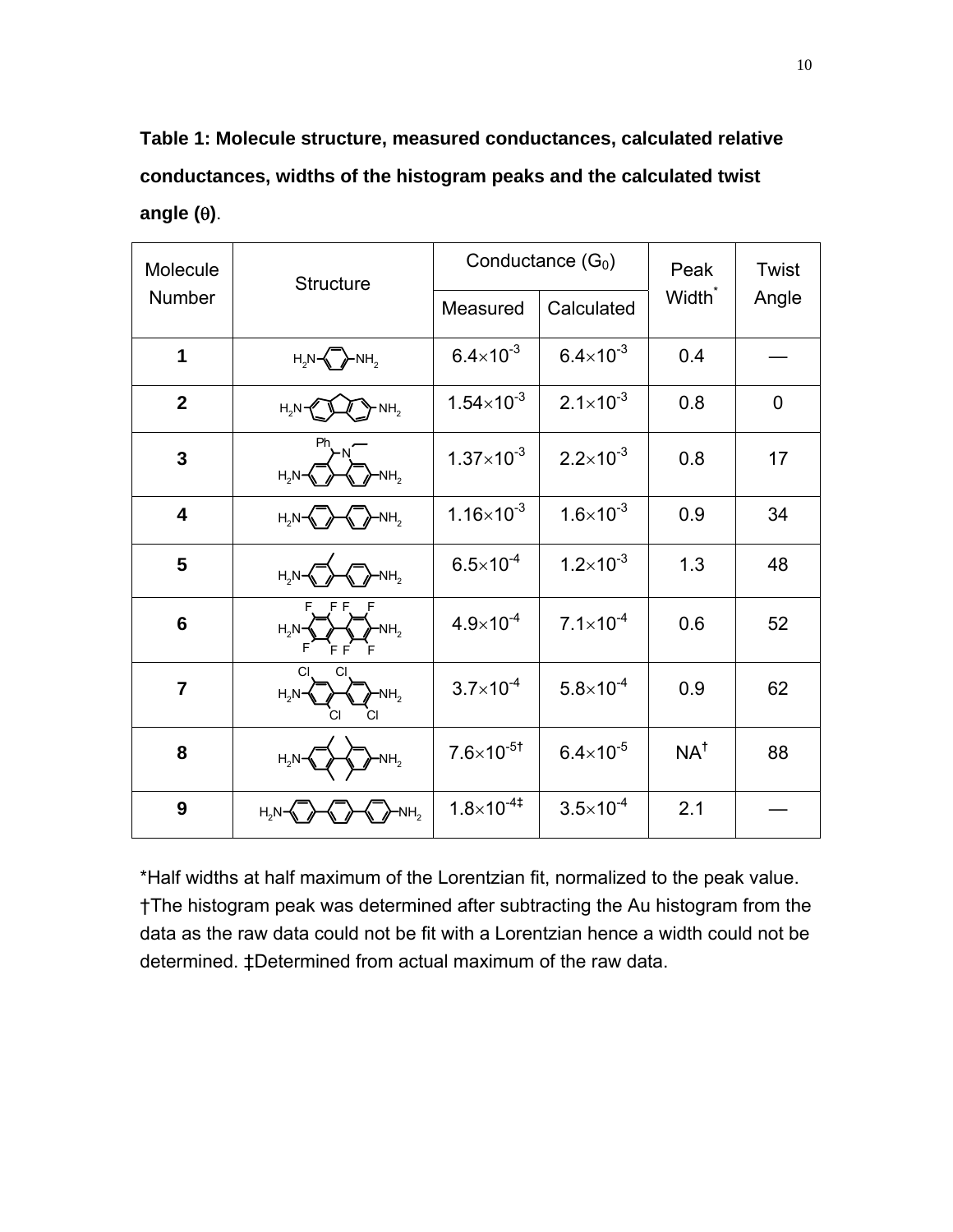**Table 1: Molecule structure, measured conductances, calculated relative conductances, widths of the histogram peaks and the calculated twist angle ($\theta$)**.

| Molecule Number | Structure | Conductance ($G_0$) | | Peak Width* | Twist Angle |
|---|---|---|---|---|---|
| | | Measured | Calculated | | |
| **1** | $H_2N$–C6H4–$NH_2$ | $6.4\times10^{-3}$ | $6.4\times10^{-3}$ | 0.4 | — |
| **2** | $H_2N$–fluorene–$NH_2$ | $1.54\times10^{-3}$ | $2.1\times10^{-3}$ | 0.8 | 0 |
| **3** | $H_2N$–(Ph, N-ethyl bridged biphenyl)–$NH_2$ | $1.37\times10^{-3}$ | $2.2\times10^{-3}$ | 0.8 | 17 |
| **4** | $H_2N$–C6H4–C6H4–$NH_2$ | $1.16\times10^{-3}$ | $1.6\times10^{-3}$ | 0.9 | 34 |
| **5** | $H_2N$–(methyl)C6H3–C6H4–$NH_2$ | $6.5\times10^{-4}$ | $1.2\times10^{-3}$ | 1.3 | 48 |
| **6** | $H_2N$–C6F4–C6F4–$NH_2$ | $4.9\times10^{-4}$ | $7.1\times10^{-4}$ | 0.6 | 52 |
| **7** | $H_2N$–C6H2Cl2–C6H2Cl2–$NH_2$ | $3.7\times10^{-4}$ | $5.8\times10^{-4}$ | 0.9 | 62 |
| **8** | $H_2N$–C6H2(CH3)2–C6H2(CH3)2–$NH_2$ | $7.6\times10^{-5}$† | $6.4\times10^{-5}$ | NA† | 88 |
| **9** | $H_2N$–C6H4–C6H4–C6H4–$NH_2$ | $1.8\times10^{-4}$‡ | $3.5\times10^{-4}$ | 2.1 | — |

*Half widths at half maximum of the Lorentzian fit, normalized to the peak value. †The histogram peak was determined after subtracting the Au histogram from the data as the raw data could not be fit with a Lorentzian hence a width could not be determined. ‡Determined from actual maximum of the raw data.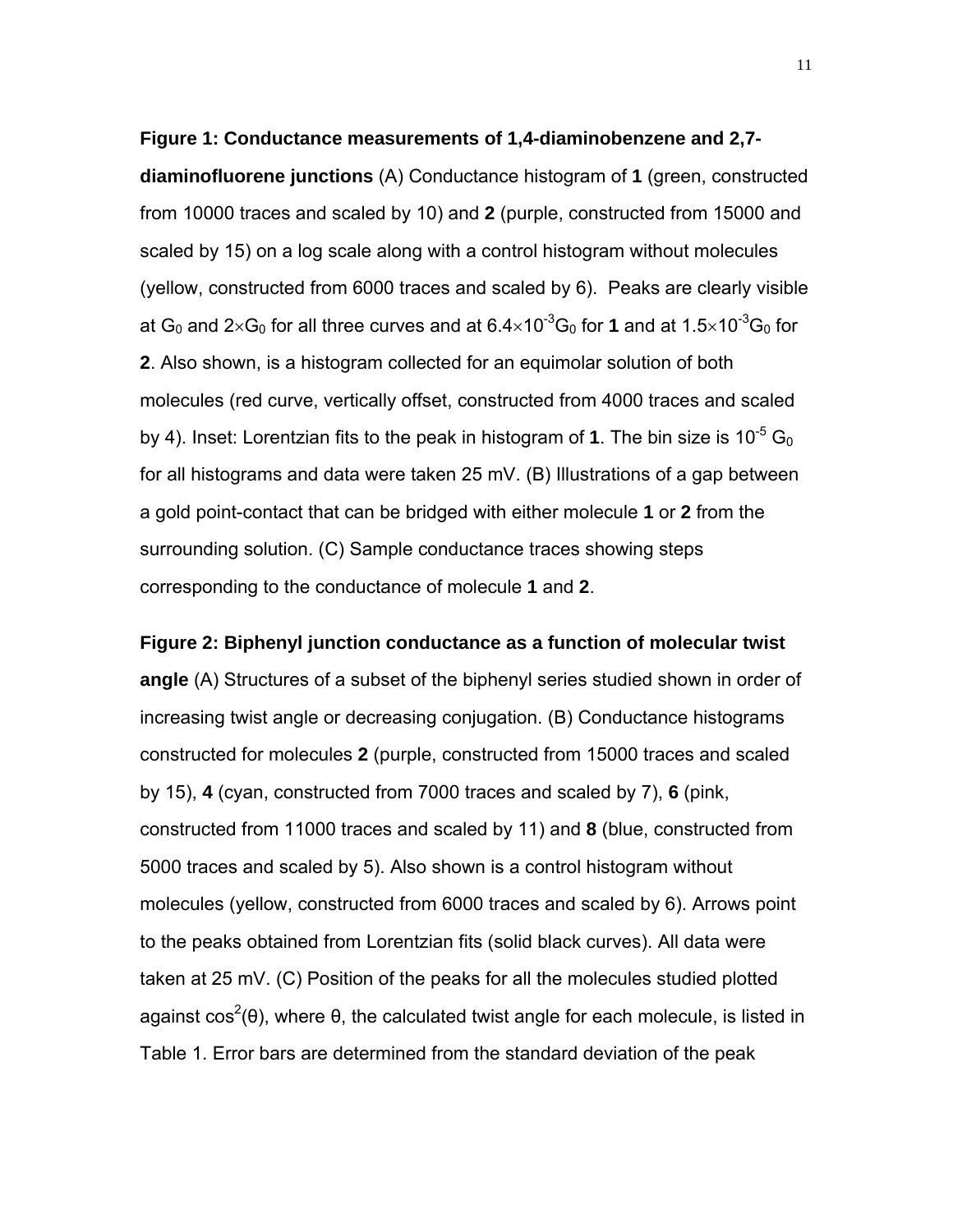**Figure 1: Conductance measurements of 1,4-diaminobenzene and 2,7-diaminofluorene junctions** (A) Conductance histogram of **1** (green, constructed from 10000 traces and scaled by 10) and **2** (purple, constructed from 15000 and scaled by 15) on a log scale along with a control histogram without molecules (yellow, constructed from 6000 traces and scaled by 6). Peaks are clearly visible at $G_0$ and $2\times G_0$ for all three curves and at $6.4\times10^{-3}G_0$ for **1** and at $1.5\times10^{-3}G_0$ for **2**. Also shown, is a histogram collected for an equimolar solution of both molecules (red curve, vertically offset, constructed from 4000 traces and scaled by 4). Inset: Lorentzian fits to the peak in histogram of **1**. The bin size is $10^{-5}$ $G_0$ for all histograms and data were taken 25 mV. (B) Illustrations of a gap between a gold point-contact that can be bridged with either molecule **1** or **2** from the surrounding solution. (C) Sample conductance traces showing steps corresponding to the conductance of molecule **1** and **2**.

**Figure 2: Biphenyl junction conductance as a function of molecular twist angle** (A) Structures of a subset of the biphenyl series studied shown in order of increasing twist angle or decreasing conjugation. (B) Conductance histograms constructed for molecules **2** (purple, constructed from 15000 traces and scaled by 15), **4** (cyan, constructed from 7000 traces and scaled by 7), **6** (pink, constructed from 11000 traces and scaled by 11) and **8** (blue, constructed from 5000 traces and scaled by 5). Also shown is a control histogram without molecules (yellow, constructed from 6000 traces and scaled by 6). Arrows point to the peaks obtained from Lorentzian fits (solid black curves). All data were taken at 25 mV. (C) Position of the peaks for all the molecules studied plotted against $\cos^2(\theta)$, where $\theta$, the calculated twist angle for each molecule, is listed in Table 1. Error bars are determined from the standard deviation of the peak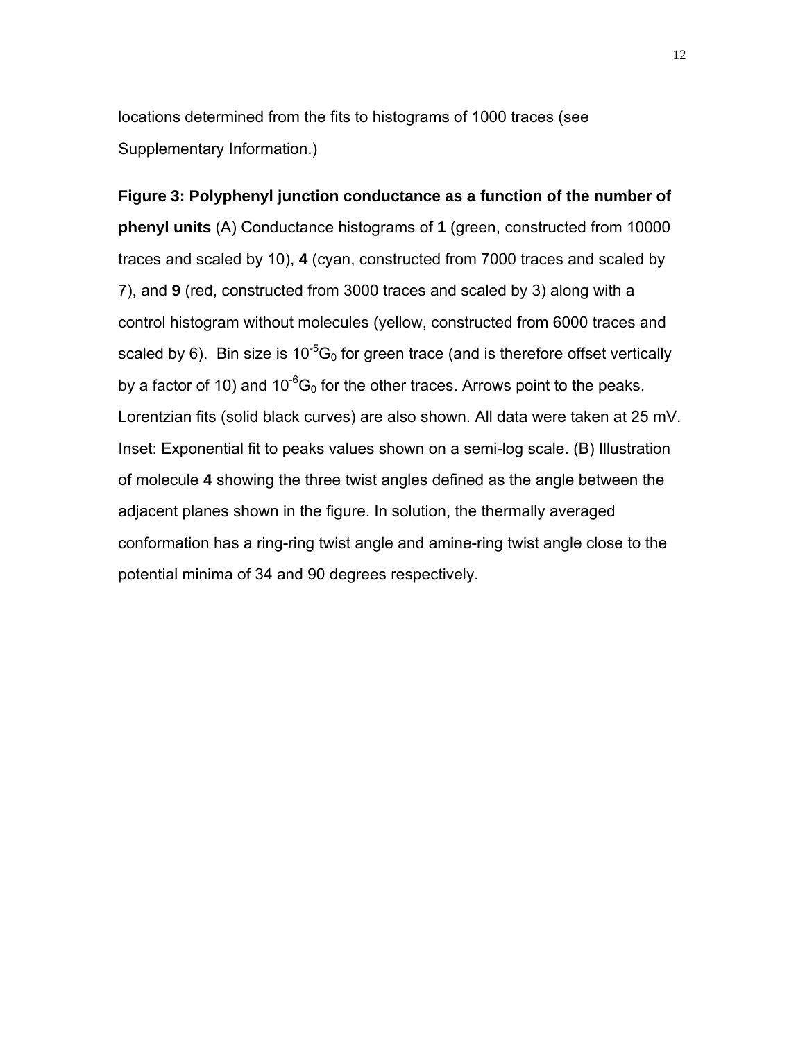locations determined from the fits to histograms of 1000 traces (see Supplementary Information.)

**Figure 3: Polyphenyl junction conductance as a function of the number of phenyl units** (A) Conductance histograms of **1** (green, constructed from 10000 traces and scaled by 10), **4** (cyan, constructed from 7000 traces and scaled by 7), and **9** (red, constructed from 3000 traces and scaled by 3) along with a control histogram without molecules (yellow, constructed from 6000 traces and scaled by 6). Bin size is $10^{-5}G_0$ for green trace (and is therefore offset vertically by a factor of 10) and $10^{-6}G_0$ for the other traces. Arrows point to the peaks. Lorentzian fits (solid black curves) are also shown. All data were taken at 25 mV. Inset: Exponential fit to peaks values shown on a semi-log scale. (B) Illustration of molecule **4** showing the three twist angles defined as the angle between the adjacent planes shown in the figure. In solution, the thermally averaged conformation has a ring-ring twist angle and amine-ring twist angle close to the potential minima of 34 and 90 degrees respectively.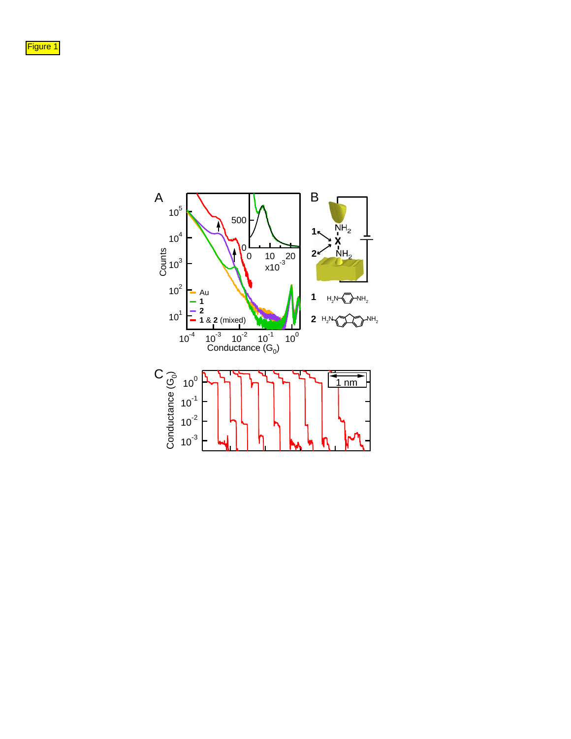Figure 1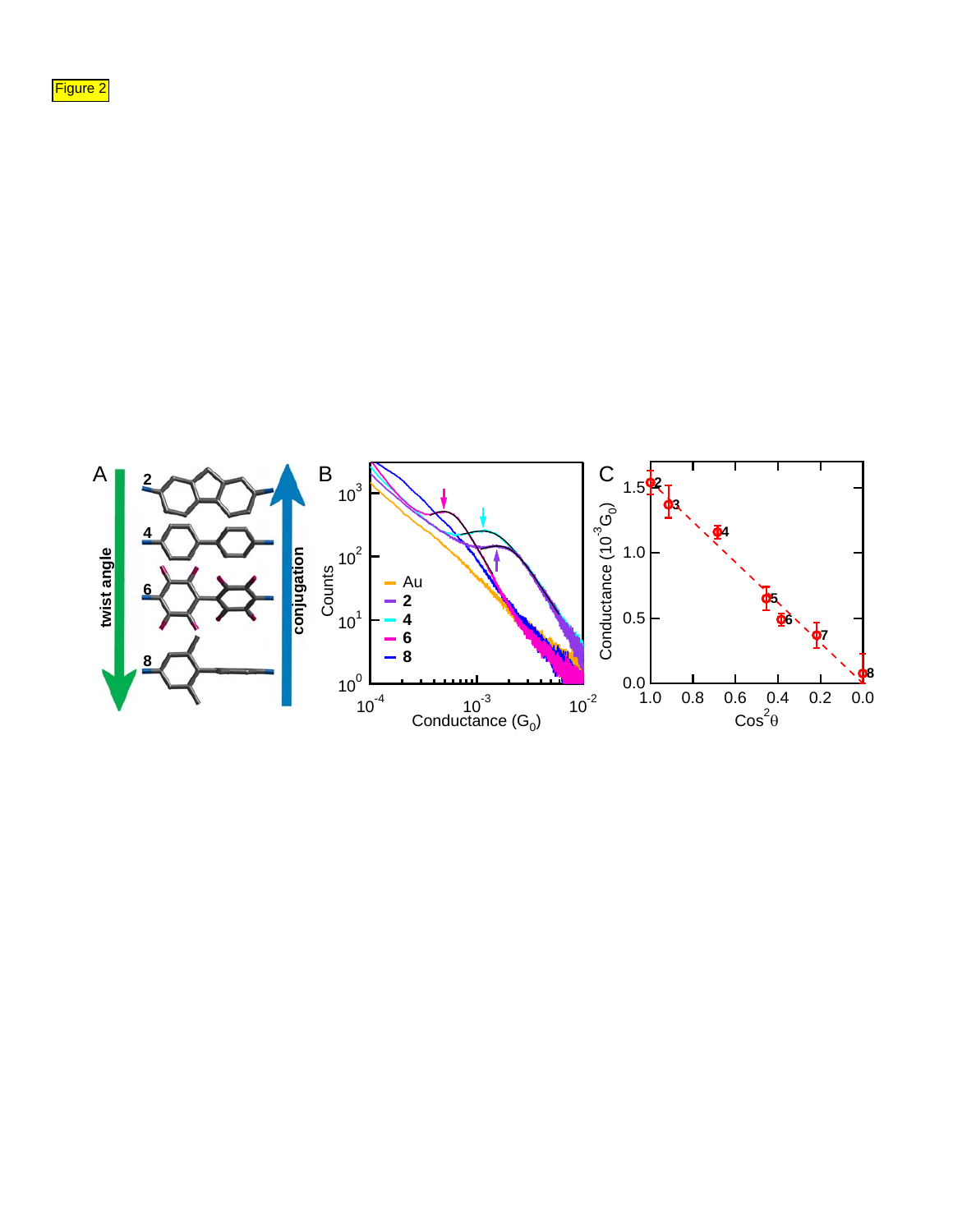Figure 2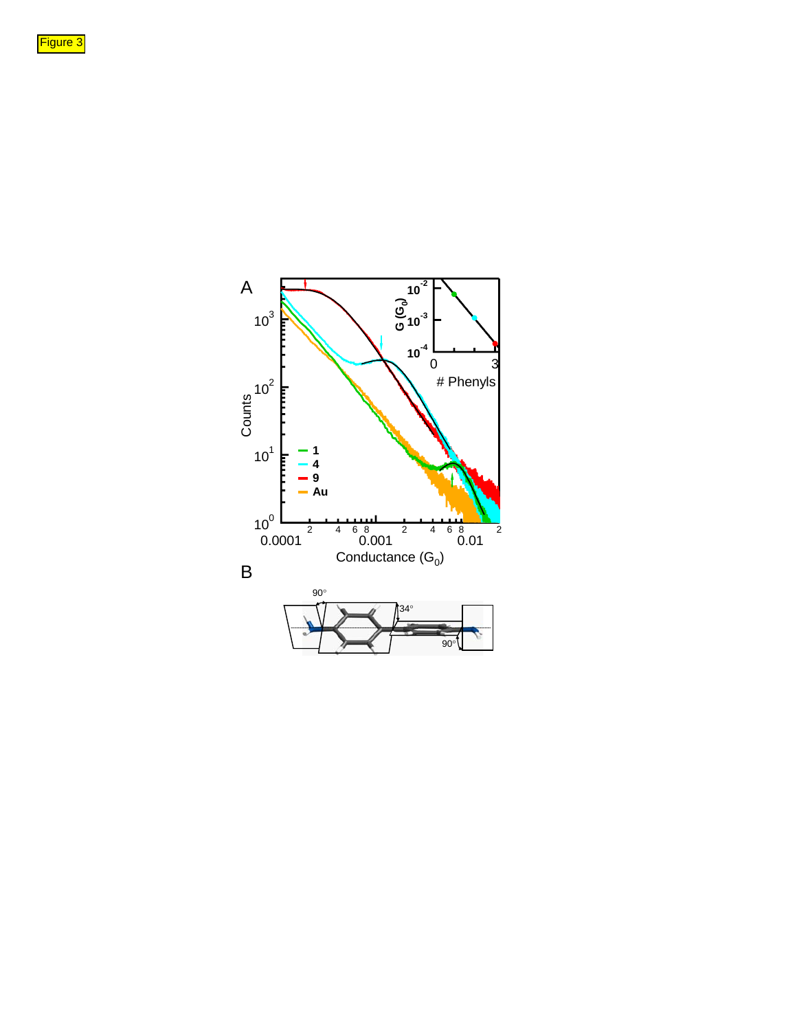Figure 3

A

$10^3$

$10^2$

$10^1$

$10^0$

Counts

— 1
— 4
— 9
— Au

0.0001 2 4 6 8 0.001 2 4 6 8 0.01 2

Conductance ($G_0$)

$10^{-2}$

$10^{-3}$

$10^{-4}$

G ($G_0$)

0 3

# Phenyls

B

90°

34°

90°